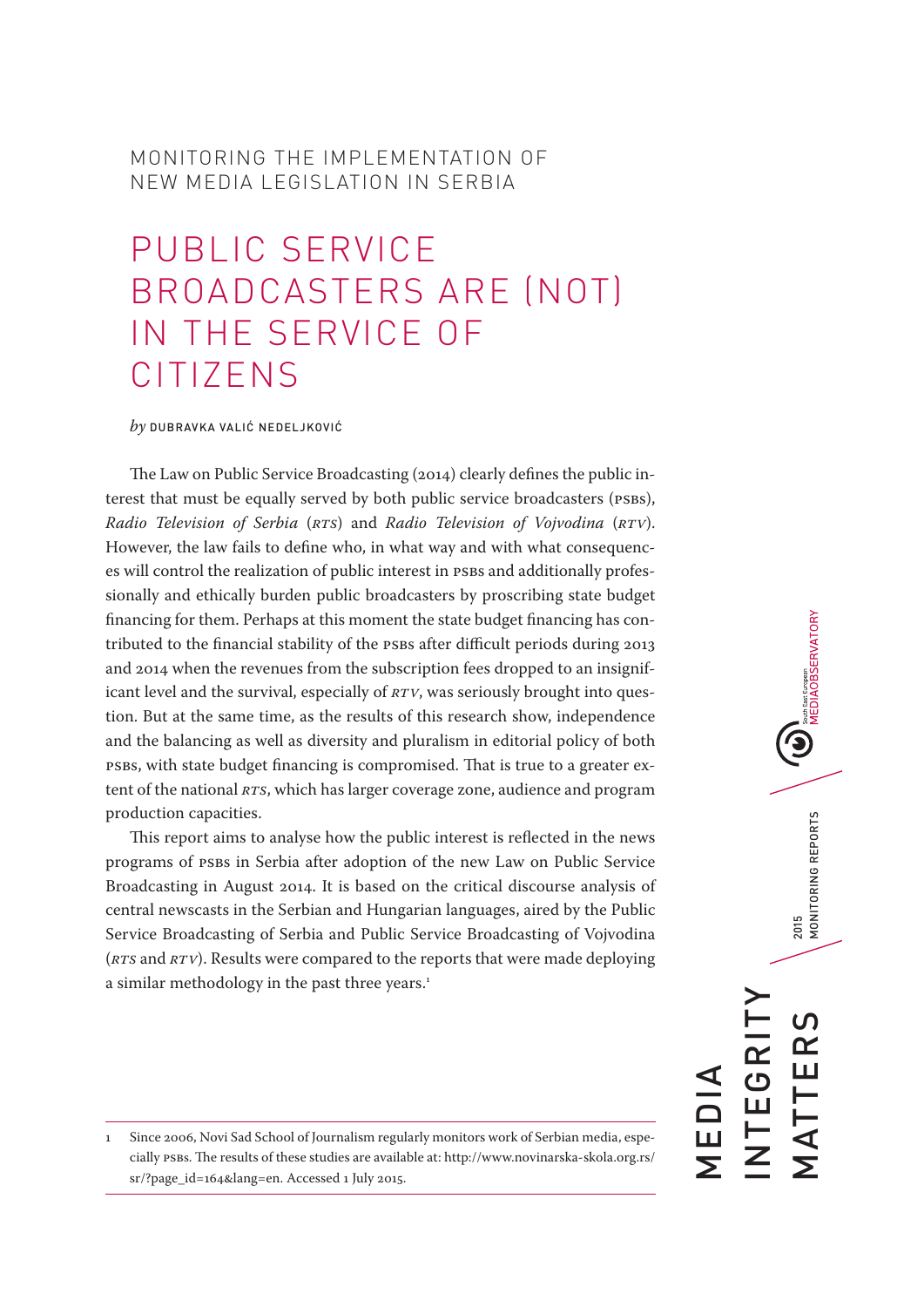MONITORING THE IMPLEMENTATION OF NEW MEDIA LEGISLATION IN SERBIA

# PUBLIC SERVICE BROADCASTERS ARE (NOT) IN THE SERVICE OF CITIZENS

*by* DUBRAVKA VALIĆ NEDELJKOVIĆ

The Law on Public Service Broadcasting (2014) clearly defines the public interest that must be equally served by both public service broadcasters (PSBs), *Radio Television of Serbia* (*RTS*) and *Radio Television of Vojvodina* (*RTV*). However, the law fails to define who, in what way and with what consequences will control the realization of public interest in PSBs and additionally professionally and ethically burden public broadcasters by proscribing state budget financing for them. Perhaps at this moment the state budget financing has contributed to the financial stability of the PSBs after difficult periods during 2013 and 2014 when the revenues from the subscription fees dropped to an insignificant level and the survival, especially of *RTV*, was seriously brought into question. But at the same time, as the results of this research show, independence and the balancing as well as diversity and pluralism in editorial policy of both PSBs, with state budget financing is compromised. That is true to a greater extent of the national *RTS*, which has larger coverage zone, audience and program production capacities.

This report aims to analyse how the public interest is reflected in the news programs of PSBs in Serbia after adoption of the new Law on Public Service Broadcasting in August 2014. It is based on the critical discourse analysis of central newscasts in the Serbian and Hungarian languages, aired by the Public Service Broadcasting of Serbia and Public Service Broadcasting of Vojvodina (*RTS* and *RTV*). Results were compared to the reports that were made deploying a similar methodology in the past three years.[1]

---

1 Since 2006, Novi Sad School of Journalism regularly monitors work of Serbian media, especially PSBs. The results of these studies are available at: http://www.novinarska-skola.org.rs/sr/?page_id=164&lang=en. Accessed 1 July 2015.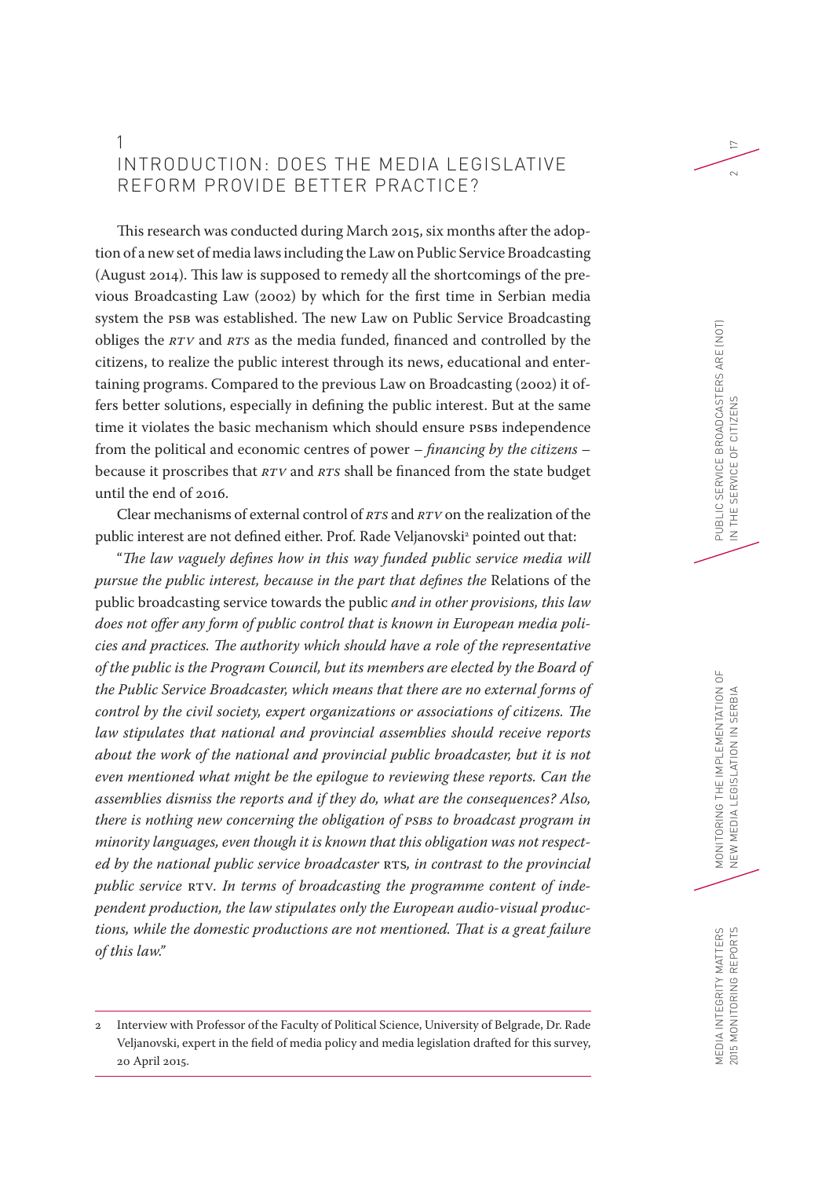# 1 INTRODUCTION: DOES THE MEDIA LEGISLATIVE REFORM PROVIDE BETTER PRACTICE?

This research was conducted during March 2015, six months after the adoption of a new set of media laws including the Law on Public Service Broadcasting (August 2014). This law is supposed to remedy all the shortcomings of the previous Broadcasting Law (2002) by which for the first time in Serbian media system the PSB was established. The new Law on Public Service Broadcasting obliges the *RTV* and *RTS* as the media funded, financed and controlled by the citizens, to realize the public interest through its news, educational and entertaining programs. Compared to the previous Law on Broadcasting (2002) it offers better solutions, especially in defining the public interest. But at the same time it violates the basic mechanism which should ensure PSBs independence from the political and economic centres of power – *financing by the citizens* – because it proscribes that *RTV* and *RTS* shall be financed from the state budget until the end of 2016.

Clear mechanisms of external control of *RTS* and *RTV* on the realization of the public interest are not defined either. Prof. Rade Veljanovski[2] pointed out that:

"*The law vaguely defines how in this way funded public service media will pursue the public interest, because in the part that defines the* Relations of the public broadcasting service towards the public *and in other provisions, this law does not offer any form of public control that is known in European media policies and practices. The authority which should have a role of the representative of the public is the Program Council, but its members are elected by the Board of the Public Service Broadcaster, which means that there are no external forms of control by the civil society, expert organizations or associations of citizens. The law stipulates that national and provincial assemblies should receive reports about the work of the national and provincial public broadcaster, but it is not even mentioned what might be the epilogue to reviewing these reports. Can the assemblies dismiss the reports and if they do, what are the consequences? Also, there is nothing new concerning the obligation of PSBs to broadcast program in minority languages, even though it is known that this obligation was not respected by the national public service broadcaster* RTS*, in contrast to the provincial public service* RTV*. In terms of broadcasting the programme content of independent production, the law stipulates only the European audio-visual productions, while the domestic productions are not mentioned. That is a great failure of this law.*"

---

2 Interview with Professor of the Faculty of Political Science, University of Belgrade, Dr. Rade Veljanovski, expert in the field of media policy and media legislation drafted for this survey, 20 April 2015.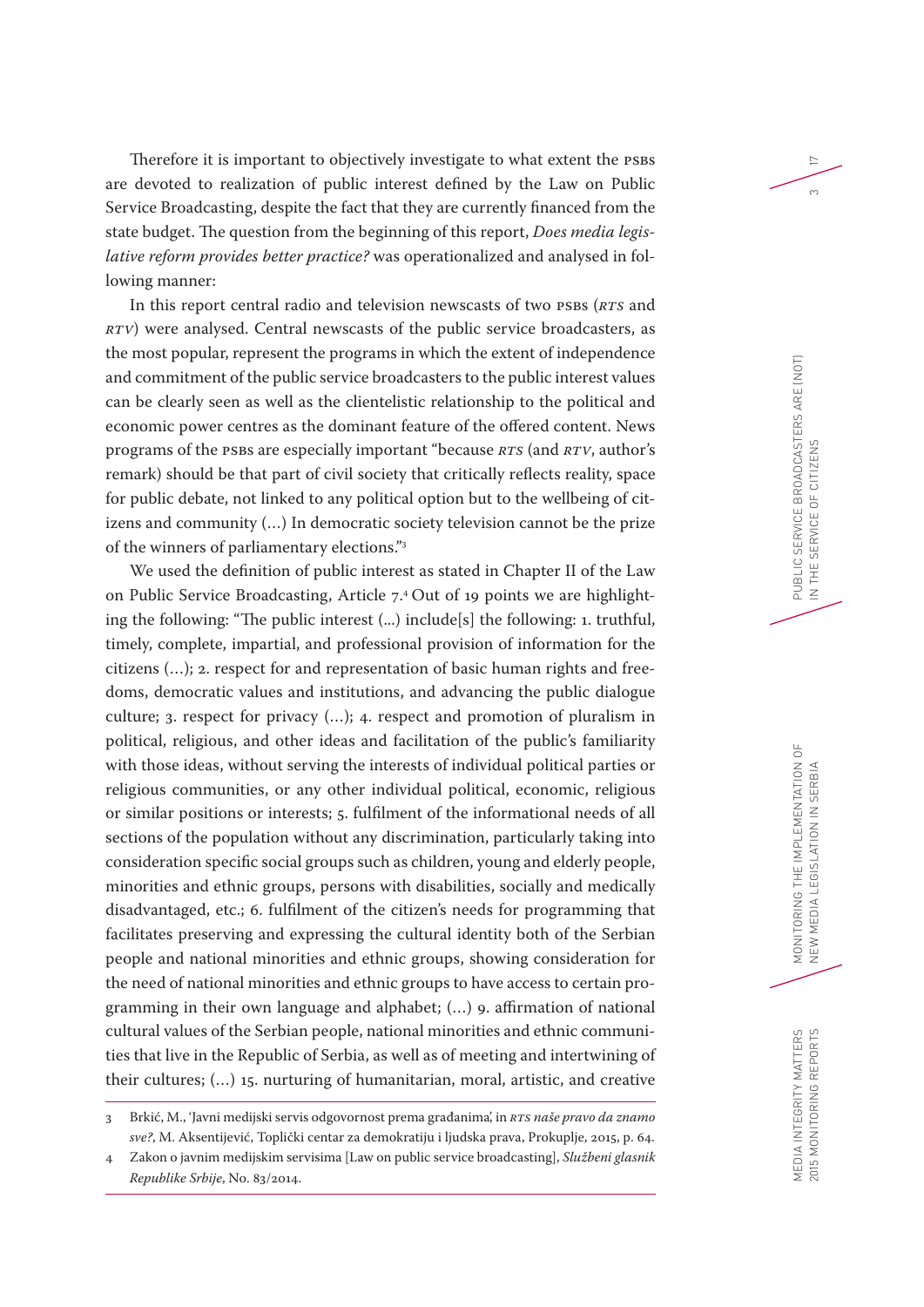Therefore it is important to objectively investigate to what extent the PSBs are devoted to realization of public interest defined by the Law on Public Service Broadcasting, despite the fact that they are currently financed from the state budget. The question from the beginning of this report, *Does media legislative reform provides better practice?* was operationalized and analysed in following manner:

In this report central radio and television newscasts of two PSBs (*RTS* and *RTV*) were analysed. Central newscasts of the public service broadcasters, as the most popular, represent the programs in which the extent of independence and commitment of the public service broadcasters to the public interest values can be clearly seen as well as the clientelistic relationship to the political and economic power centres as the dominant feature of the offered content. News programs of the PSBs are especially important "because *RTS* (and *RTV*, author's remark) should be that part of civil society that critically reflects reality, space for public debate, not linked to any political option but to the wellbeing of citizens and community (…) In democratic society television cannot be the prize of the winners of parliamentary elections."[3]

We used the definition of public interest as stated in Chapter II of the Law on Public Service Broadcasting, Article 7.[4] Out of 19 points we are highlighting the following: "The public interest (...) include[s] the following: 1. truthful, timely, complete, impartial, and professional provision of information for the citizens (…); 2. respect for and representation of basic human rights and freedoms, democratic values and institutions, and advancing the public dialogue culture; 3. respect for privacy (…); 4. respect and promotion of pluralism in political, religious, and other ideas and facilitation of the public's familiarity with those ideas, without serving the interests of individual political parties or religious communities, or any other individual political, economic, religious or similar positions or interests; 5. fulfilment of the informational needs of all sections of the population without any discrimination, particularly taking into consideration specific social groups such as children, young and elderly people, minorities and ethnic groups, persons with disabilities, socially and medically disadvantaged, etc.; 6. fulfilment of the citizen's needs for programming that facilitates preserving and expressing the cultural identity both of the Serbian people and national minorities and ethnic groups, showing consideration for the need of national minorities and ethnic groups to have access to certain programming in their own language and alphabet; (…) 9. affirmation of national cultural values of the Serbian people, national minorities and ethnic communities that live in the Republic of Serbia, as well as of meeting and intertwining of their cultures; (…) 15. nurturing of humanitarian, moral, artistic, and creative

---

3 Brkić, M., 'Javni medijski servis odgovornost prema građanima', in *RTS naše pravo da znamo sve?*, M. Aksentijević, Toplički centar za demokratiju i ljudska prava, Prokuplje, 2015, p. 64.

4 Zakon o javnim medijskim servisima [Law on public service broadcasting], *Službeni glasnik Republike Srbije*, No. 83/2014.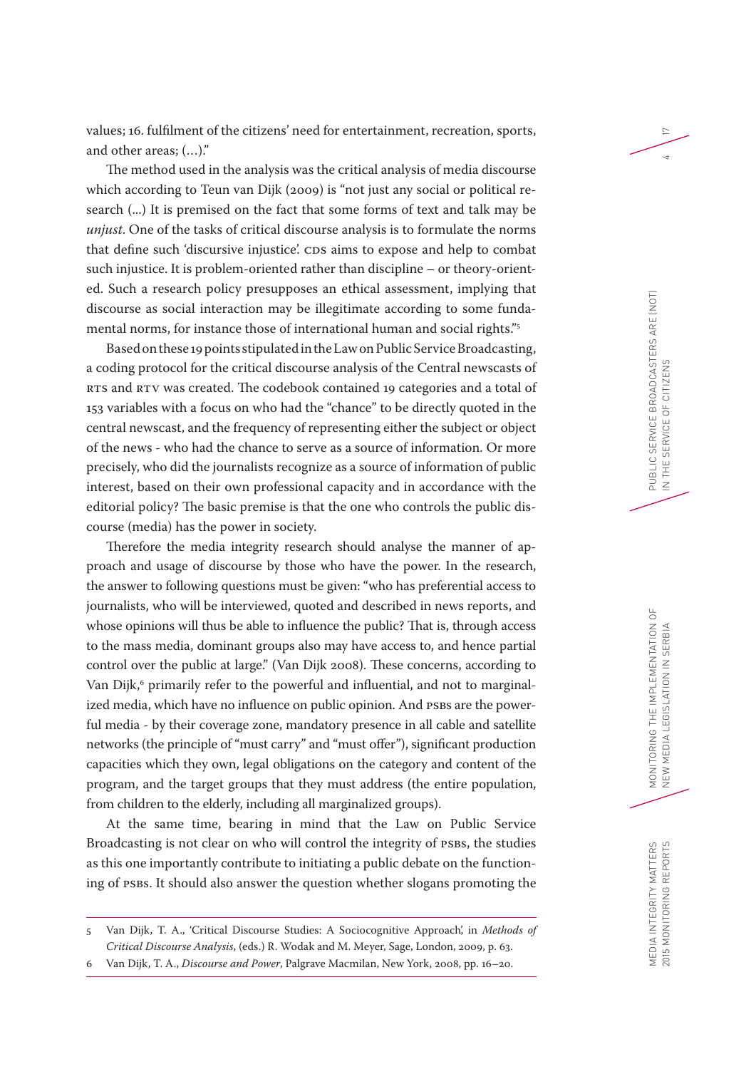values; 16. fulfilment of the citizens' need for entertainment, recreation, sports, and other areas; (…)."

The method used in the analysis was the critical analysis of media discourse which according to Teun van Dijk (2009) is "not just any social or political research (...) It is premised on the fact that some forms of text and talk may be *unjust*. One of the tasks of critical discourse analysis is to formulate the norms that define such 'discursive injustice'. CDS aims to expose and help to combat such injustice. It is problem-oriented rather than discipline – or theory-oriented. Such a research policy presupposes an ethical assessment, implying that discourse as social interaction may be illegitimate according to some fundamental norms, for instance those of international human and social rights."[5]

Based on these 19 points stipulated in the Law on Public Service Broadcasting, a coding protocol for the critical discourse analysis of the Central newscasts of RTS and RTV was created. The codebook contained 19 categories and a total of 153 variables with a focus on who had the "chance" to be directly quoted in the central newscast, and the frequency of representing either the subject or object of the news - who had the chance to serve as a source of information. Or more precisely, who did the journalists recognize as a source of information of public interest, based on their own professional capacity and in accordance with the editorial policy? The basic premise is that the one who controls the public discourse (media) has the power in society.

Therefore the media integrity research should analyse the manner of approach and usage of discourse by those who have the power. In the research, the answer to following questions must be given: "who has preferential access to journalists, who will be interviewed, quoted and described in news reports, and whose opinions will thus be able to influence the public? That is, through access to the mass media, dominant groups also may have access to, and hence partial control over the public at large." (Van Dijk 2008). These concerns, according to Van Dijk,[6] primarily refer to the powerful and influential, and not to marginalized media, which have no influence on public opinion. And PSBs are the powerful media - by their coverage zone, mandatory presence in all cable and satellite networks (the principle of "must carry" and "must offer"), significant production capacities which they own, legal obligations on the category and content of the program, and the target groups that they must address (the entire population, from children to the elderly, including all marginalized groups).

At the same time, bearing in mind that the Law on Public Service Broadcasting is not clear on who will control the integrity of PSBs, the studies as this one importantly contribute to initiating a public debate on the functioning of PSBs. It should also answer the question whether slogans promoting the

---

5 Van Dijk, T. A., 'Critical Discourse Studies: A Sociocognitive Approach', in *Methods of Critical Discourse Analysis*, (eds.) R. Wodak and M. Meyer, Sage, London, 2009, p. 63.

6 Van Dijk, T. A., *Discourse and Power*, Palgrave Macmilan, New York, 2008, pp. 16–20.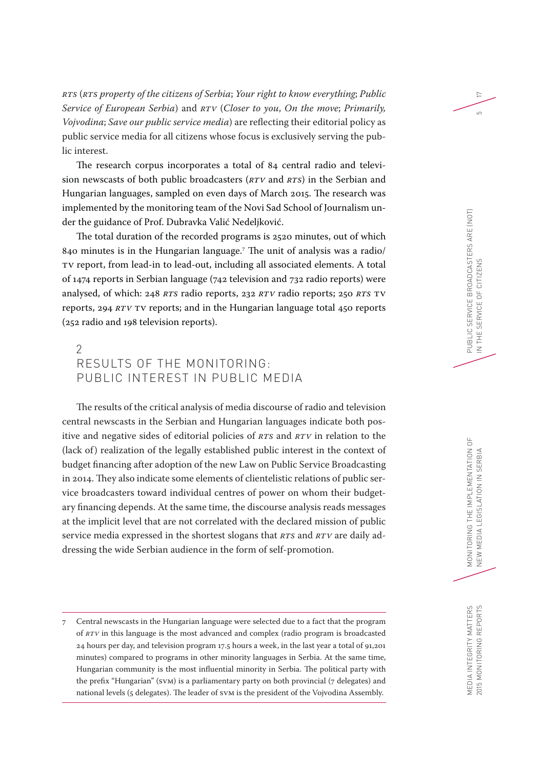*RTS* (*RTS property of the citizens of Serbia*; *Your right to know everything*; *Public Service of European Serbia*) and *RTV* (*Closer to you*, *On the move*; *Primarily, Vojvodina*; *Save our public service media*) are reflecting their editorial policy as public service media for all citizens whose focus is exclusively serving the public interest.

The research corpus incorporates a total of 84 central radio and television newscasts of both public broadcasters (*RTV* and *RTS*) in the Serbian and Hungarian languages, sampled on even days of March 2015. The research was implemented by the monitoring team of the Novi Sad School of Journalism under the guidance of Prof. Dubravka Valić Nedeljković.

The total duration of the recorded programs is 2520 minutes, out of which 840 minutes is in the Hungarian language.[7] The unit of analysis was a radio/TV report, from lead-in to lead-out, including all associated elements. A total of 1474 reports in Serbian language (742 television and 732 radio reports) were analysed, of which: 248 *RTS* radio reports, 232 *RTV* radio reports; 250 *RTS* TV reports, 294 *RTV* TV reports; and in the Hungarian language total 450 reports (252 radio and 198 television reports).

## 2 RESULTS OF THE MONITORING: PUBLIC INTEREST IN PUBLIC MEDIA

The results of the critical analysis of media discourse of radio and television central newscasts in the Serbian and Hungarian languages indicate both positive and negative sides of editorial policies of *RTS* and *RTV* in relation to the (lack of) realization of the legally established public interest in the context of budget financing after adoption of the new Law on Public Service Broadcasting in 2014. They also indicate some elements of clientelistic relations of public service broadcasters toward individual centres of power on whom their budgetary financing depends. At the same time, the discourse analysis reads messages at the implicit level that are not correlated with the declared mission of public service media expressed in the shortest slogans that *RTS* and *RTV* are daily addressing the wide Serbian audience in the form of self-promotion.

---

7 Central newscasts in the Hungarian language were selected due to a fact that the program of *RTV* in this language is the most advanced and complex (radio program is broadcasted 24 hours per day, and television program 17.5 hours a week, in the last year a total of 91,201 minutes) compared to programs in other minority languages in Serbia. At the same time, Hungarian community is the most influential minority in Serbia. The political party with the prefix "Hungarian" (SVM) is a parliamentary party on both provincial (7 delegates) and national levels (5 delegates). The leader of SVM is the president of the Vojvodina Assembly.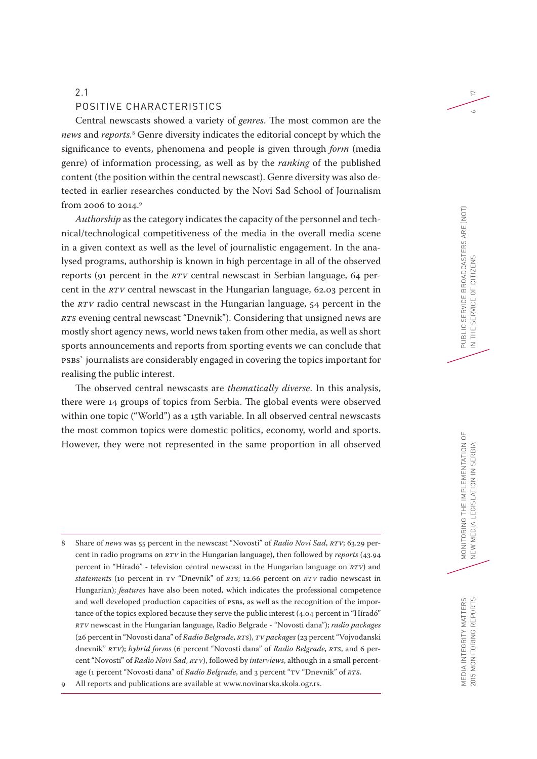## 2.1 POSITIVE CHARACTERISTICS

Central newscasts showed a variety of *genres*. The most common are the *news* and *reports*.[8] Genre diversity indicates the editorial concept by which the significance to events, phenomena and people is given through *form* (media genre) of information processing, as well as by the *ranking* of the published content (the position within the central newscast). Genre diversity was also detected in earlier researches conducted by the Novi Sad School of Journalism from 2006 to 2014.[9]

*Authorship* as the category indicates the capacity of the personnel and technical/technological competitiveness of the media in the overall media scene in a given context as well as the level of journalistic engagement. In the analysed programs, authorship is known in high percentage in all of the observed reports (91 percent in the *RTV* central newscast in Serbian language, 64 percent in the *RTV* central newscast in the Hungarian language, 62.03 percent in the *RTV* radio central newscast in the Hungarian language, 54 percent in the *RTS* evening central newscast ("Dnevnik"). Considering that unsigned news are mostly short agency news, world news taken from other media, as well as short sports announcements and reports from sporting events we can conclude that PSBs` journalists are considerably engaged in covering the topics important for realising the public interest.

The observed central newscasts are *thematically diverse*. In this analysis, there were 14 groups of topics from Serbia. The global events were observed within one topic ("World") as a 15th variable. In all observed central newscasts the most common topics were domestic politics, economy, world and sports. However, they were not represented in the same proportion in all observed

---

8 Share of *news* was 55 percent in the newscast "Novosti" of *Radio Novi Sad, RTV*; 63.29 percent in radio programs on *RTV* in the Hungarian language), then followed by *reports* (43.94 percent in "Híradó" - television central newscast in the Hungarian language on *RTV*) and *statements* (10 percent in TV "Dnevnik" of *RTS*; 12.66 percent on *RTV* radio newscast in Hungarian); *features* have also been noted, which indicates the professional competence and well developed production capacities of PSBs, as well as the recognition of the importance of the topics explored because they serve the public interest (4.04 percent in "Híradó" *RTV* newscast in the Hungarian language, Radio Belgrade - "Novosti dana"); *radio packages* (26 percent in "Novosti dana" of *Radio Belgrade*, *RTS*), *TV packages* (23 percent "Vojvođanski dnevnik" *RTV*); *hybrid forms* (6 percent "Novosti dana" of *Radio Belgrade*, *RTS*, and 6 percent "Novosti" of *Radio Novi Sad*, *RTV*), followed by *interviews*, although in a small percentage (1 percent "Novosti dana" of *Radio Belgrade*, and 3 percent "TV "Dnevnik" of *RTS*.

9 All reports and publications are available at www.novinarska.skola.ogr.rs.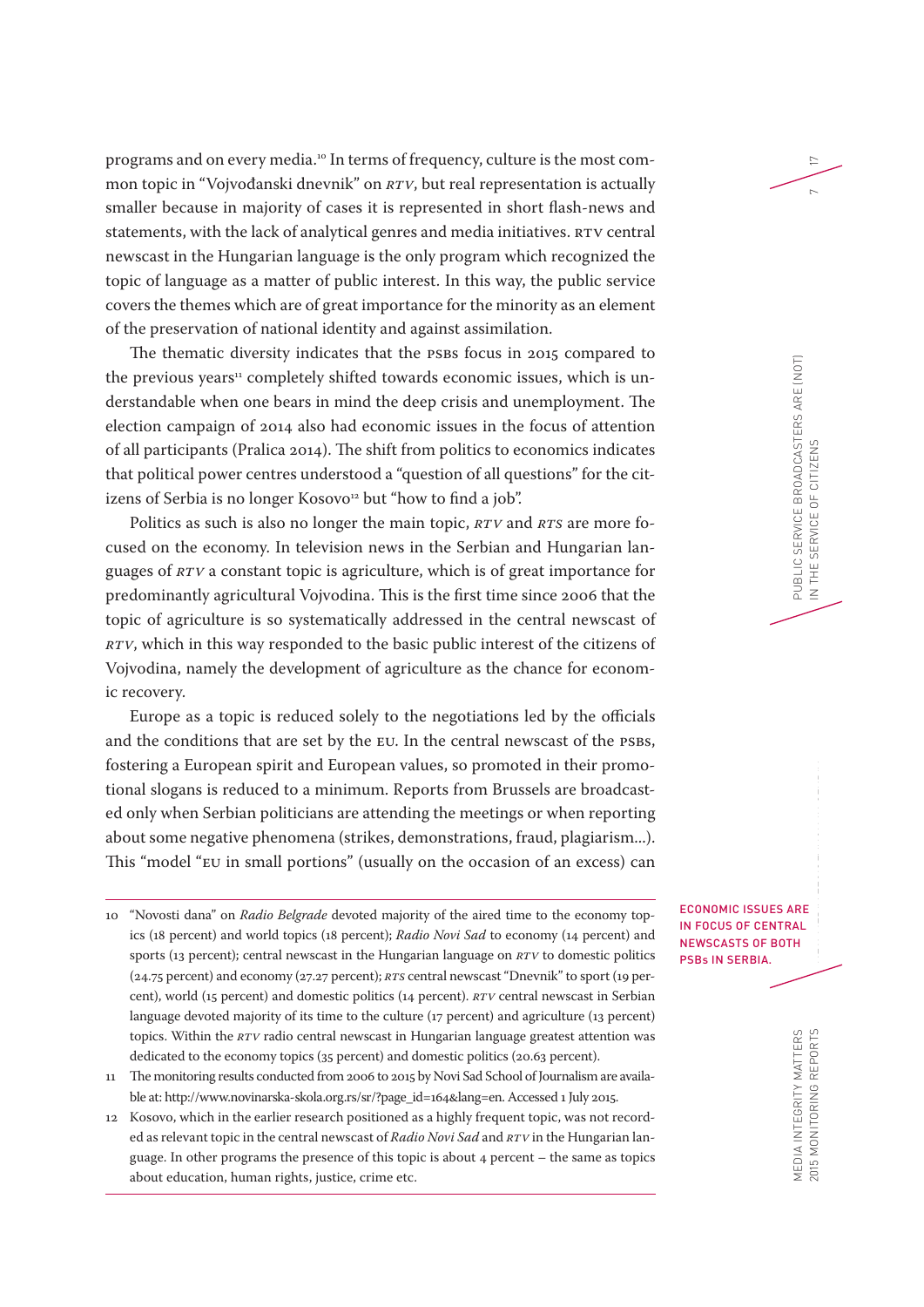programs and on every media.[10] In terms of frequency, culture is the most common topic in "Vojvođanski dnevnik" on *RTV*, but real representation is actually smaller because in majority of cases it is represented in short flash-news and statements, with the lack of analytical genres and media initiatives. RTV central newscast in the Hungarian language is the only program which recognized the topic of language as a matter of public interest. In this way, the public service covers the themes which are of great importance for the minority as an element of the preservation of national identity and against assimilation.

The thematic diversity indicates that the PSBs focus in 2015 compared to the previous years[11] completely shifted towards economic issues, which is understandable when one bears in mind the deep crisis and unemployment. The election campaign of 2014 also had economic issues in the focus of attention of all participants (Pralica 2014). The shift from politics to economics indicates that political power centres understood a "question of all questions" for the citizens of Serbia is no longer Kosovo[12] but "how to find a job".

Politics as such is also no longer the main topic, *RTV* and *RTS* are more focused on the economy. In television news in the Serbian and Hungarian languages of *RTV* a constant topic is agriculture, which is of great importance for predominantly agricultural Vojvodina. This is the first time since 2006 that the topic of agriculture is so systematically addressed in the central newscast of *RTV*, which in this way responded to the basic public interest of the citizens of Vojvodina, namely the development of agriculture as the chance for economic recovery.

Europe as a topic is reduced solely to the negotiations led by the officials and the conditions that are set by the EU. In the central newscast of the PSBs, fostering a European spirit and European values, so promoted in their promotional slogans is reduced to a minimum. Reports from Brussels are broadcasted only when Serbian politicians are attending the meetings or when reporting about some negative phenomena (strikes, demonstrations, fraud, plagiarism...). This "model "EU in small portions" (usually on the occasion of an excess) can

**ECONOMIC ISSUES ARE IN FOCUS OF CENTRAL NEWSCASTS OF BOTH PSBs IN SERBIA.**

10 "Novosti dana" on *Radio Belgrade* devoted majority of the aired time to the economy topics (18 percent) and world topics (18 percent); *Radio Novi Sad* to economy (14 percent) and sports (13 percent); central newscast in the Hungarian language on *RTV* to domestic politics (24.75 percent) and economy (27.27 percent); *RTS* central newscast "Dnevnik" to sport (19 percent), world (15 percent) and domestic politics (14 percent). *RTV* central newscast in Serbian language devoted majority of its time to the culture (17 percent) and agriculture (13 percent) topics. Within the *RTV* radio central newscast in Hungarian language greatest attention was dedicated to the economy topics (35 percent) and domestic politics (20.63 percent).

11 The monitoring results conducted from 2006 to 2015 by Novi Sad School of Journalism are available at: http://www.novinarska-skola.org.rs/sr/?page_id=164&lang=en. Accessed 1 July 2015.

12 Kosovo, which in the earlier research positioned as a highly frequent topic, was not recorded as relevant topic in the central newscast of *Radio Novi Sad* and *RTV* in the Hungarian language. In other programs the presence of this topic is about 4 percent – the same as topics about education, human rights, justice, crime etc.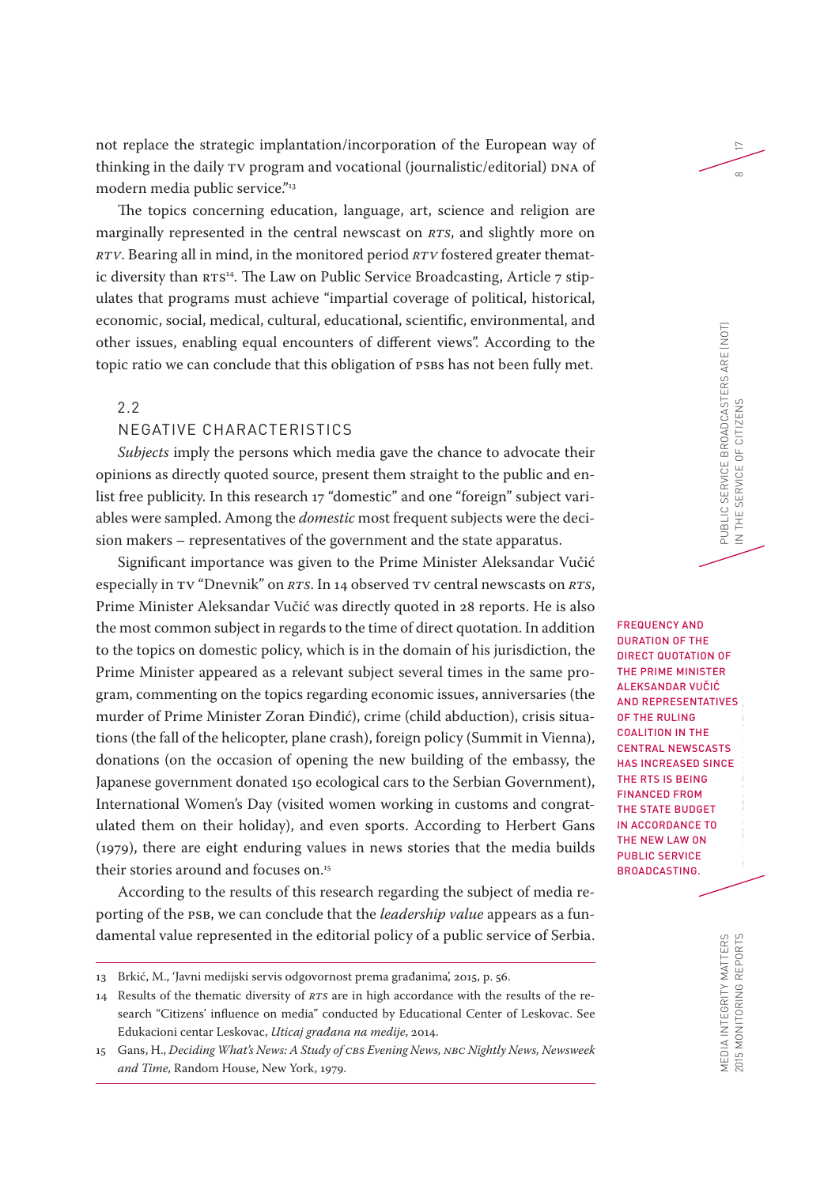not replace the strategic implantation/incorporation of the European way of thinking in the daily TV program and vocational (journalistic/editorial) DNA of modern media public service."[13]

The topics concerning education, language, art, science and religion are marginally represented in the central newscast on *RTS*, and slightly more on *RTV*. Bearing all in mind, in the monitored period *RTV* fostered greater thematic diversity than RTS[14]. The Law on Public Service Broadcasting, Article 7 stipulates that programs must achieve "impartial coverage of political, historical, economic, social, medical, cultural, educational, scientific, environmental, and other issues, enabling equal encounters of different views". According to the topic ratio we can conclude that this obligation of PSBs has not been fully met.

## 2.2 NEGATIVE CHARACTERISTICS

*Subjects* imply the persons which media gave the chance to advocate their opinions as directly quoted source, present them straight to the public and enlist free publicity. In this research 17 "domestic" and one "foreign" subject variables were sampled. Among the *domestic* most frequent subjects were the decision makers – representatives of the government and the state apparatus.

Significant importance was given to the Prime Minister Aleksandar Vučić especially in TV "Dnevnik" on *RTS*. In 14 observed TV central newscasts on *RTS*, Prime Minister Aleksandar Vučić was directly quoted in 28 reports. He is also the most common subject in regards to the time of direct quotation. In addition to the topics on domestic policy, which is in the domain of his jurisdiction, the Prime Minister appeared as a relevant subject several times in the same program, commenting on the topics regarding economic issues, anniversaries (the murder of Prime Minister Zoran Đinđić), crime (child abduction), crisis situations (the fall of the helicopter, plane crash), foreign policy (Summit in Vienna), donations (on the occasion of opening the new building of the embassy, the Japanese government donated 150 ecological cars to the Serbian Government), International Women's Day (visited women working in customs and congratulated them on their holiday), and even sports. According to Herbert Gans (1979), there are eight enduring values in news stories that the media builds their stories around and focuses on.[15]

**FREQUENCY AND DURATION OF THE DIRECT QUOTATION OF THE PRIME MINISTER ALEKSANDAR VUČIĆ AND REPRESENTATIVES OF THE RULING COALITION IN THE CENTRAL NEWSCASTS HAS INCREASED SINCE THE RTS IS BEING FINANCED FROM THE STATE BUDGET IN ACCORDANCE TO THE NEW LAW ON PUBLIC SERVICE BROADCASTING.**

According to the results of this research regarding the subject of media reporting of the PSB, we can conclude that the *leadership value* appears as a fundamental value represented in the editorial policy of a public service of Serbia.

---

13 Brkić, M., 'Javni medijski servis odgovornost prema građanima', 2015, p. 56.

14 Results of the thematic diversity of *RTS* are in high accordance with the results of the research "Citizens' influence on media" conducted by Educational Center of Leskovac. See Edukacioni centar Leskovac, *Uticaj građana na medije*, 2014.

15 Gans, H., *Deciding What's News: A Study of CBS Evening News, NBC Nightly News, Newsweek and Time*, Random House, New York, 1979.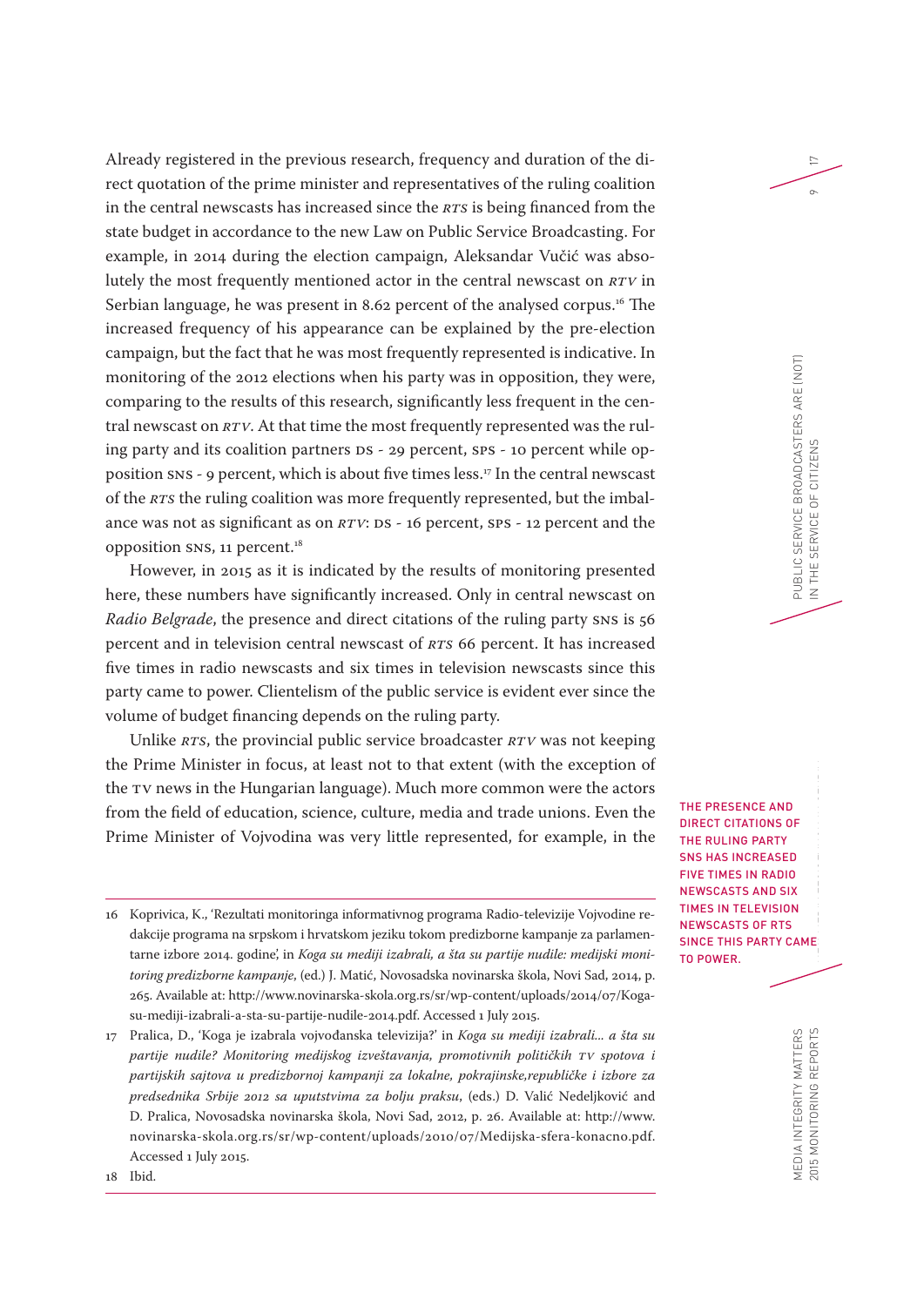Already registered in the previous research, frequency and duration of the direct quotation of the prime minister and representatives of the ruling coalition in the central newscasts has increased since the *RTS* is being financed from the state budget in accordance to the new Law on Public Service Broadcasting. For example, in 2014 during the election campaign, Aleksandar Vučić was absolutely the most frequently mentioned actor in the central newscast on *RTV* in Serbian language, he was present in 8.62 percent of the analysed corpus.[16] The increased frequency of his appearance can be explained by the pre-election campaign, but the fact that he was most frequently represented is indicative. In monitoring of the 2012 elections when his party was in opposition, they were, comparing to the results of this research, significantly less frequent in the central newscast on *RTV*. At that time the most frequently represented was the ruling party and its coalition partners DS - 29 percent, SPS - 10 percent while opposition SNS - 9 percent, which is about five times less.[17] In the central newscast of the *RTS* the ruling coalition was more frequently represented, but the imbalance was not as significant as on *RTV*: DS - 16 percent, SPS - 12 percent and the opposition SNS, 11 percent.[18]

However, in 2015 as it is indicated by the results of monitoring presented here, these numbers have significantly increased. Only in central newscast on *Radio Belgrade*, the presence and direct citations of the ruling party SNS is 56 percent and in television central newscast of *RTS* 66 percent. It has increased five times in radio newscasts and six times in television newscasts since this party came to power. Clientelism of the public service is evident ever since the volume of budget financing depends on the ruling party.

Unlike *RTS*, the provincial public service broadcaster *RTV* was not keeping the Prime Minister in focus, at least not to that extent (with the exception of the TV news in the Hungarian language). Much more common were the actors from the field of education, science, culture, media and trade unions. Even the Prime Minister of Vojvodina was very little represented, for example, in the

**THE PRESENCE AND DIRECT CITATIONS OF THE RULING PARTY SNS HAS INCREASED FIVE TIMES IN RADIO NEWSCASTS AND SIX TIMES IN TELEVISION NEWSCASTS OF RTS SINCE THIS PARTY CAME TO POWER.**

---

16 Koprivica, K., 'Rezultati monitoringa informativnog programa Radio-televizije Vojvodine redakcije programa na srpskom i hrvatskom jeziku tokom predizborne kampanje za parlamentarne izbore 2014. godine', in *Koga su mediji izabrali, a šta su partije nudile: medijski monitoring predizborne kampanje*, (ed.) J. Matić, Novosadska novinarska škola, Novi Sad, 2014, p. 265. Available at: http://www.novinarska-skola.org.rs/sr/wp-content/uploads/2014/07/Koga-su-mediji-izabrali-a-sta-su-partije-nudile-2014.pdf. Accessed 1 July 2015.

17 Pralica, D., 'Koga je izabrala vojvođanska televizija?' in *Koga su mediji izabrali... a šta su partije nudile? Monitoring medijskog izveštavanja, promotivnih političkih TV spotova i partijskih sajtova u predizbornoj kampanji za lokalne, pokrajinske,republičke i izbore za predsednika Srbije 2012 sa uputstvima za bolju praksu*, (eds.) D. Valić Nedeljković and D. Pralica, Novosadska novinarska škola, Novi Sad, 2012, p. 26. Available at: http://www.novinarska-skola.org.rs/sr/wp-content/uploads/2010/07/Medijska-sfera-konacno.pdf. Accessed 1 July 2015.

18 Ibid.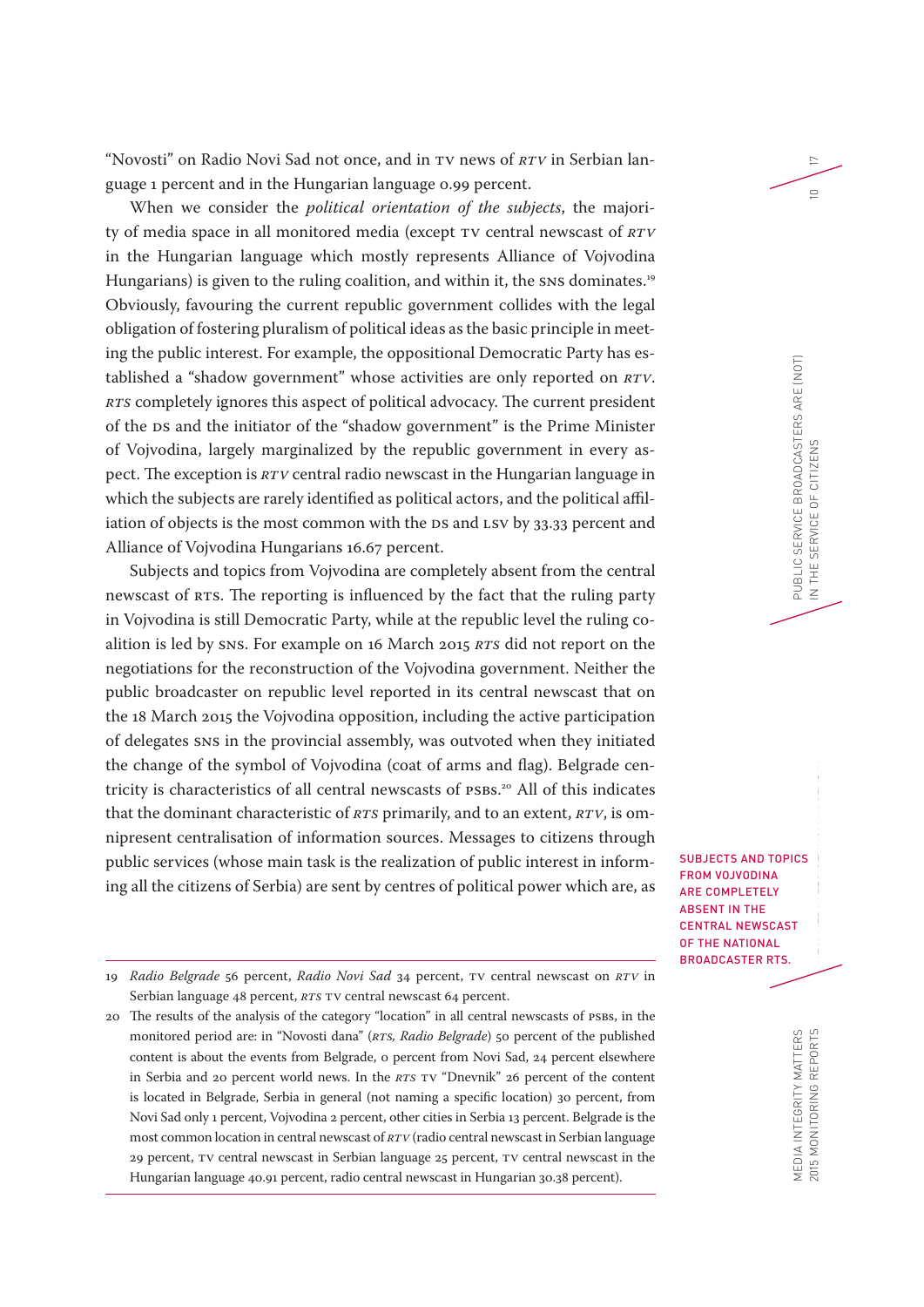"Novosti" on Radio Novi Sad not once, and in TV news of *RTV* in Serbian language 1 percent and in the Hungarian language 0.99 percent.

When we consider the *political orientation of the subjects*, the majority of media space in all monitored media (except TV central newscast of *RTV* in the Hungarian language which mostly represents Alliance of Vojvodina Hungarians) is given to the ruling coalition, and within it, the SNS dominates.[19] Obviously, favouring the current republic government collides with the legal obligation of fostering pluralism of political ideas as the basic principle in meeting the public interest. For example, the oppositional Democratic Party has established a "shadow government" whose activities are only reported on *RTV*. *RTS* completely ignores this aspect of political advocacy. The current president of the DS and the initiator of the "shadow government" is the Prime Minister of Vojvodina, largely marginalized by the republic government in every aspect. The exception is *RTV* central radio newscast in the Hungarian language in which the subjects are rarely identified as political actors, and the political affiliation of objects is the most common with the DS and LSV by 33.33 percent and Alliance of Vojvodina Hungarians 16.67 percent.

Subjects and topics from Vojvodina are completely absent from the central newscast of RTS. The reporting is influenced by the fact that the ruling party in Vojvodina is still Democratic Party, while at the republic level the ruling coalition is led by SNS. For example on 16 March 2015 *RTS* did not report on the negotiations for the reconstruction of the Vojvodina government. Neither the public broadcaster on republic level reported in its central newscast that on the 18 March 2015 the Vojvodina opposition, including the active participation of delegates SNS in the provincial assembly, was outvoted when they initiated the change of the symbol of Vojvodina (coat of arms and flag). Belgrade centricity is characteristics of all central newscasts of PSBs.[20] All of this indicates that the dominant characteristic of *RTS* primarily, and to an extent, *RTV*, is omnipresent centralisation of information sources. Messages to citizens through public services (whose main task is the realization of public interest in informing all the citizens of Serbia) are sent by centres of political power which are, as

**SUBJECTS AND TOPICS FROM VOJVODINA ARE COMPLETELY ABSENT IN THE CENTRAL NEWSCAST OF THE NATIONAL BROADCASTER RTS.**

---

19 *Radio Belgrade* 56 percent, *Radio Novi Sad* 34 percent, TV central newscast on *RTV* in Serbian language 48 percent, *RTS* TV central newscast 64 percent.

20 The results of the analysis of the category "location" in all central newscasts of PSBs, in the monitored period are: in "Novosti dana" (*RTS, Radio Belgrade*) 50 percent of the published content is about the events from Belgrade, 0 percent from Novi Sad, 24 percent elsewhere in Serbia and 20 percent world news. In the *RTS* TV "Dnevnik" 26 percent of the content is located in Belgrade, Serbia in general (not naming a specific location) 30 percent, from Novi Sad only 1 percent, Vojvodina 2 percent, other cities in Serbia 13 percent. Belgrade is the most common location in central newscast of *RTV* (radio central newscast in Serbian language 29 percent, TV central newscast in Serbian language 25 percent, TV central newscast in the Hungarian language 40.91 percent, radio central newscast in Hungarian 30.38 percent).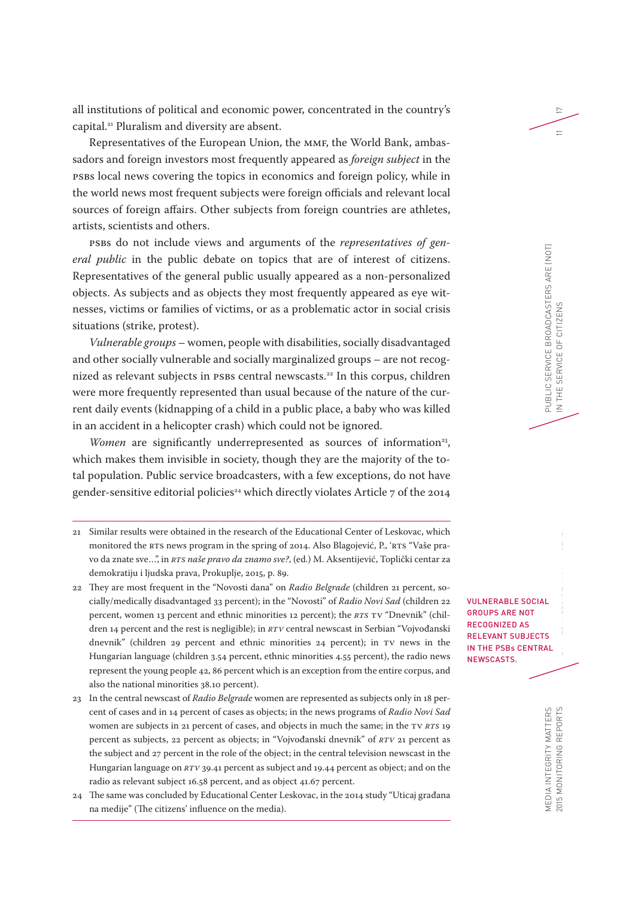all institutions of political and economic power, concentrated in the country's capital.[21] Pluralism and diversity are absent.

Representatives of the European Union, the MMF, the World Bank, ambassadors and foreign investors most frequently appeared as *foreign subject* in the PSBs local news covering the topics in economics and foreign policy, while in the world news most frequent subjects were foreign officials and relevant local sources of foreign affairs. Other subjects from foreign countries are athletes, artists, scientists and others.

PSBs do not include views and arguments of the *representatives of general public* in the public debate on topics that are of interest of citizens. Representatives of the general public usually appeared as a non-personalized objects. As subjects and as objects they most frequently appeared as eye witnesses, victims or families of victims, or as a problematic actor in social crisis situations (strike, protest).

*Vulnerable groups* – women, people with disabilities, socially disadvantaged and other socially vulnerable and socially marginalized groups – are not recognized as relevant subjects in PSBs central newscasts.[22] In this corpus, children were more frequently represented than usual because of the nature of the current daily events (kidnapping of a child in a public place, a baby who was killed in an accident in a helicopter crash) which could not be ignored.

*Women* are significantly underrepresented as sources of information[23], which makes them invisible in society, though they are the majority of the total population. Public service broadcasters, with a few exceptions, do not have gender-sensitive editorial policies[24] which directly violates Article 7 of the 2014

VULNERABLE SOCIAL GROUPS ARE NOT RECOGNIZED AS RELEVANT SUBJECTS IN THE PSBs CENTRAL NEWSCASTS.

---

21 Similar results were obtained in the research of the Educational Center of Leskovac, which monitored the RTS news program in the spring of 2014. Also Blagojević, P., 'RTS "Vaše pravo da znate sve…", in *RTS naše pravo da znamo sve?*, (ed.) M. Aksentijević, Toplički centar za demokratiju i ljudska prava, Prokuplje, 2015, p. 89.

22 They are most frequent in the "Novosti dana" on *Radio Belgrade* (children 21 percent, socially/medically disadvantaged 33 percent); in the "Novosti" of *Radio Novi Sad* (children 22 percent, women 13 percent and ethnic minorities 12 percent); the *RTS* TV "Dnevnik" (children 14 percent and the rest is negligible); in *RTV* central newscast in Serbian "Vojvođanski dnevnik" (children 29 percent and ethnic minorities 24 percent); in TV news in the Hungarian language (children 3.54 percent, ethnic minorities 4.55 percent), the radio news represent the young people 42, 86 percent which is an exception from the entire corpus, and also the national minorities 38.10 percent).

23 In the central newscast of *Radio Belgrade* women are represented as subjects only in 18 percent of cases and in 14 percent of cases as objects; in the news programs of *Radio Novi Sad* women are subjects in 21 percent of cases, and objects in much the same; in the TV *RTS* 19 percent as subjects, 22 percent as objects; in "Vojvođanski dnevnik" of *RTV* 21 percent as the subject and 27 percent in the role of the object; in the central television newscast in the Hungarian language on *RTV* 39.41 percent as subject and 19.44 percent as object; and on the radio as relevant subject 16.58 percent, and as object 41.67 percent.

24 The same was concluded by Educational Center Leskovac, in the 2014 study "Uticaj građana na medije" (The citizens' influence on the media).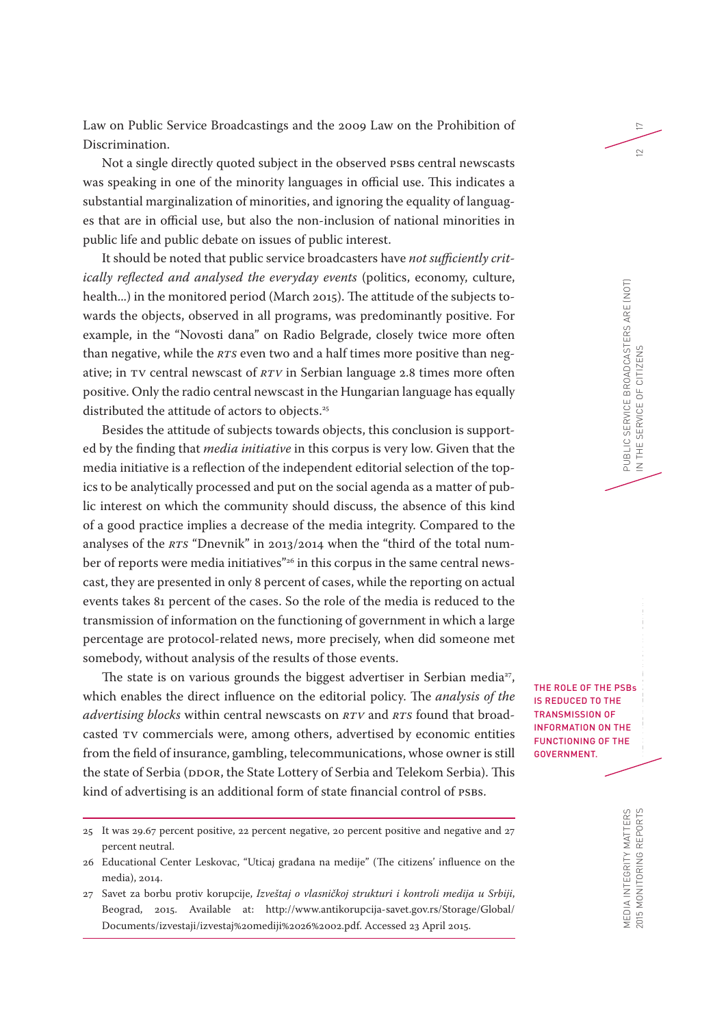Law on Public Service Broadcastings and the 2009 Law on the Prohibition of Discrimination.

Not a single directly quoted subject in the observed PSBs central newscasts was speaking in one of the minority languages in official use. This indicates a substantial marginalization of minorities, and ignoring the equality of languages that are in official use, but also the non-inclusion of national minorities in public life and public debate on issues of public interest.

It should be noted that public service broadcasters have *not sufficiently critically reflected and analysed the everyday events* (politics, economy, culture, health...) in the monitored period (March 2015). The attitude of the subjects towards the objects, observed in all programs, was predominantly positive. For example, in the "Novosti dana" on Radio Belgrade, closely twice more often than negative, while the *RTS* even two and a half times more positive than negative; in TV central newscast of *RTV* in Serbian language 2.8 times more often positive. Only the radio central newscast in the Hungarian language has equally distributed the attitude of actors to objects.[25]

Besides the attitude of subjects towards objects, this conclusion is supported by the finding that *media initiative* in this corpus is very low. Given that the media initiative is a reflection of the independent editorial selection of the topics to be analytically processed and put on the social agenda as a matter of public interest on which the community should discuss, the absence of this kind of a good practice implies a decrease of the media integrity. Compared to the analyses of the *RTS* "Dnevnik" in 2013/2014 when the "third of the total number of reports were media initiatives"[26] in this corpus in the same central newscast, they are presented in only 8 percent of cases, while the reporting on actual events takes 81 percent of the cases. So the role of the media is reduced to the transmission of information on the functioning of government in which a large percentage are protocol-related news, more precisely, when did someone met somebody, without analysis of the results of those events.

THE ROLE OF THE PSBs IS REDUCED TO THE TRANSMISSION OF INFORMATION ON THE FUNCTIONING OF THE GOVERNMENT.

The state is on various grounds the biggest advertiser in Serbian media[27], which enables the direct influence on the editorial policy. The *analysis of the advertising blocks* within central newscasts on *RTV* and *RTS* found that broadcasted TV commercials were, among others, advertised by economic entities from the field of insurance, gambling, telecommunications, whose owner is still the state of Serbia (DDOR, the State Lottery of Serbia and Telekom Serbia). This kind of advertising is an additional form of state financial control of PSBs.

---

25 It was 29.67 percent positive, 22 percent negative, 20 percent positive and negative and 27 percent neutral.

26 Educational Center Leskovac, "Uticaj građana na medije" (The citizens' influence on the media), 2014.

27 Savet za borbu protiv korupcije, *Izveštaj o vlasničkoj strukturi i kontroli medija u Srbiji*, Beograd, 2015. Available at: http://www.antikorupcija-savet.gov.rs/Storage/Global/Documents/izvestaji/izvestaj%20mediji%2026%2002.pdf. Accessed 23 April 2015.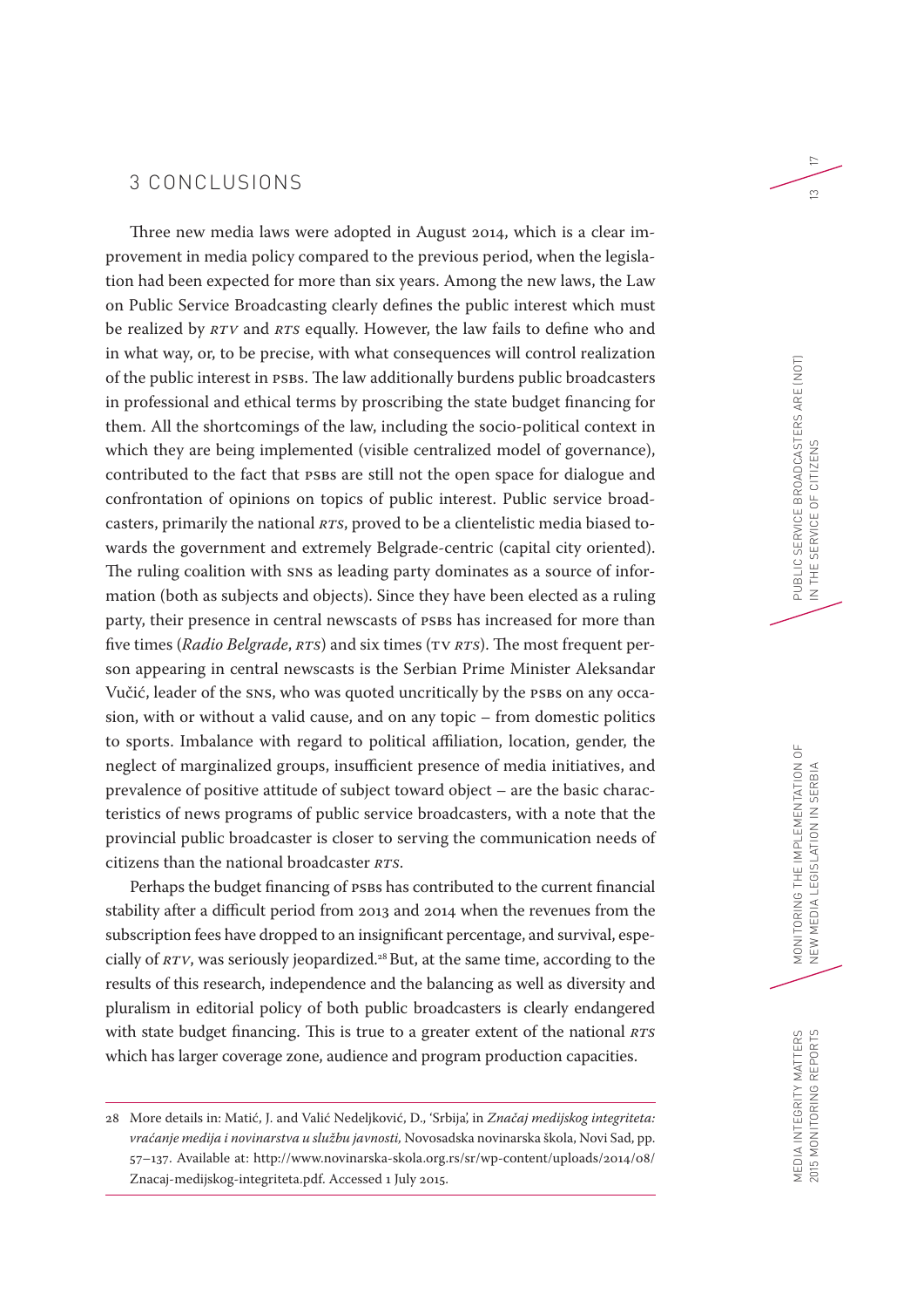## 3 CONCLUSIONS

Three new media laws were adopted in August 2014, which is a clear improvement in media policy compared to the previous period, when the legislation had been expected for more than six years. Among the new laws, the Law on Public Service Broadcasting clearly defines the public interest which must be realized by *RTV* and *RTS* equally. However, the law fails to define who and in what way, or, to be precise, with what consequences will control realization of the public interest in PSBs. The law additionally burdens public broadcasters in professional and ethical terms by proscribing the state budget financing for them. All the shortcomings of the law, including the socio-political context in which they are being implemented (visible centralized model of governance), contributed to the fact that PSBs are still not the open space for dialogue and confrontation of opinions on topics of public interest. Public service broadcasters, primarily the national *RTS*, proved to be a clientelistic media biased towards the government and extremely Belgrade-centric (capital city oriented). The ruling coalition with SNS as leading party dominates as a source of information (both as subjects and objects). Since they have been elected as a ruling party, their presence in central newscasts of PSBs has increased for more than five times (*Radio Belgrade*, *RTS*) and six times (TV *RTS*). The most frequent person appearing in central newscasts is the Serbian Prime Minister Aleksandar Vučić, leader of the SNS, who was quoted uncritically by the PSBs on any occasion, with or without a valid cause, and on any topic – from domestic politics to sports. Imbalance with regard to political affiliation, location, gender, the neglect of marginalized groups, insufficient presence of media initiatives, and prevalence of positive attitude of subject toward object – are the basic characteristics of news programs of public service broadcasters, with a note that the provincial public broadcaster is closer to serving the communication needs of citizens than the national broadcaster *RTS*.

Perhaps the budget financing of PSBs has contributed to the current financial stability after a difficult period from 2013 and 2014 when the revenues from the subscription fees have dropped to an insignificant percentage, and survival, especially of *RTV*, was seriously jeopardized.[28] But, at the same time, according to the results of this research, independence and the balancing as well as diversity and pluralism in editorial policy of both public broadcasters is clearly endangered with state budget financing. This is true to a greater extent of the national *RTS* which has larger coverage zone, audience and program production capacities.

---

28 More details in: Matić, J. and Valić Nedeljković, D., 'Srbija', in *Značaj medijskog integriteta: vraćanje medija i novinarstva u službu javnosti*, Novosadska novinarska škola, Novi Sad, pp. 57–137. Available at: http://www.novinarska-skola.org.rs/sr/wp-content/uploads/2014/08/Znacaj-medijskog-integriteta.pdf. Accessed 1 July 2015.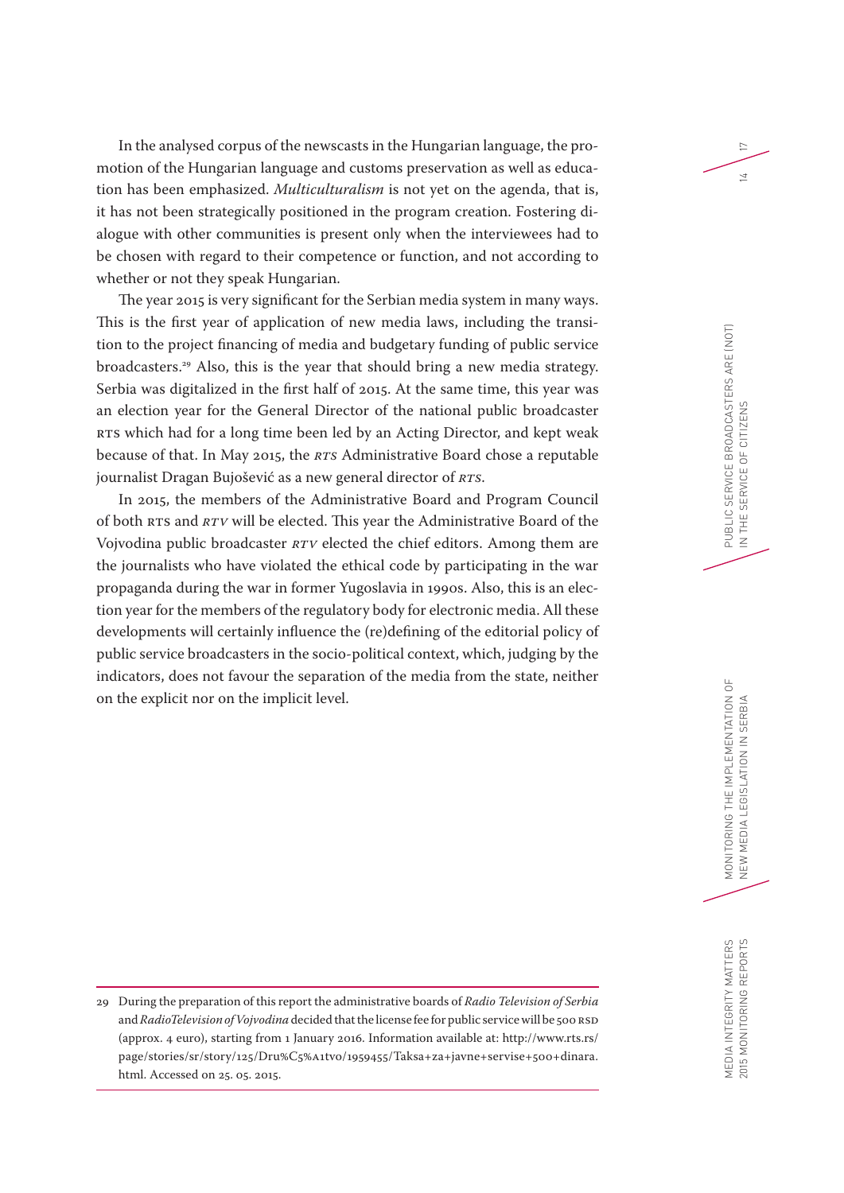In the analysed corpus of the newscasts in the Hungarian language, the promotion of the Hungarian language and customs preservation as well as education has been emphasized. *Multiculturalism* is not yet on the agenda, that is, it has not been strategically positioned in the program creation. Fostering dialogue with other communities is present only when the interviewees had to be chosen with regard to their competence or function, and not according to whether or not they speak Hungarian.

The year 2015 is very significant for the Serbian media system in many ways. This is the first year of application of new media laws, including the transition to the project financing of media and budgetary funding of public service broadcasters.[29] Also, this is the year that should bring a new media strategy. Serbia was digitalized in the first half of 2015. At the same time, this year was an election year for the General Director of the national public broadcaster RTS which had for a long time been led by an Acting Director, and kept weak because of that. In May 2015, the *RTS* Administrative Board chose a reputable journalist Dragan Bujošević as a new general director of *RTS*.

In 2015, the members of the Administrative Board and Program Council of both RTS and *RTV* will be elected. This year the Administrative Board of the Vojvodina public broadcaster *RTV* elected the chief editors. Among them are the journalists who have violated the ethical code by participating in the war propaganda during the war in former Yugoslavia in 1990s. Also, this is an election year for the members of the regulatory body for electronic media. All these developments will certainly influence the (re)defining of the editorial policy of public service broadcasters in the socio-political context, which, judging by the indicators, does not favour the separation of the media from the state, neither on the explicit nor on the implicit level.

---

29 During the preparation of this report the administrative boards of *Radio Television of Serbia* and *RadioTelevision of Vojvodina* decided that the license fee for public service will be 500 RSD (approx. 4 euro), starting from 1 January 2016. Information available at: http://www.rts.rs/page/stories/sr/story/125/Dru%C5%A1tvo/1959455/Taksa+za+javne+servise+500+dinara.html. Accessed on 25. 05. 2015.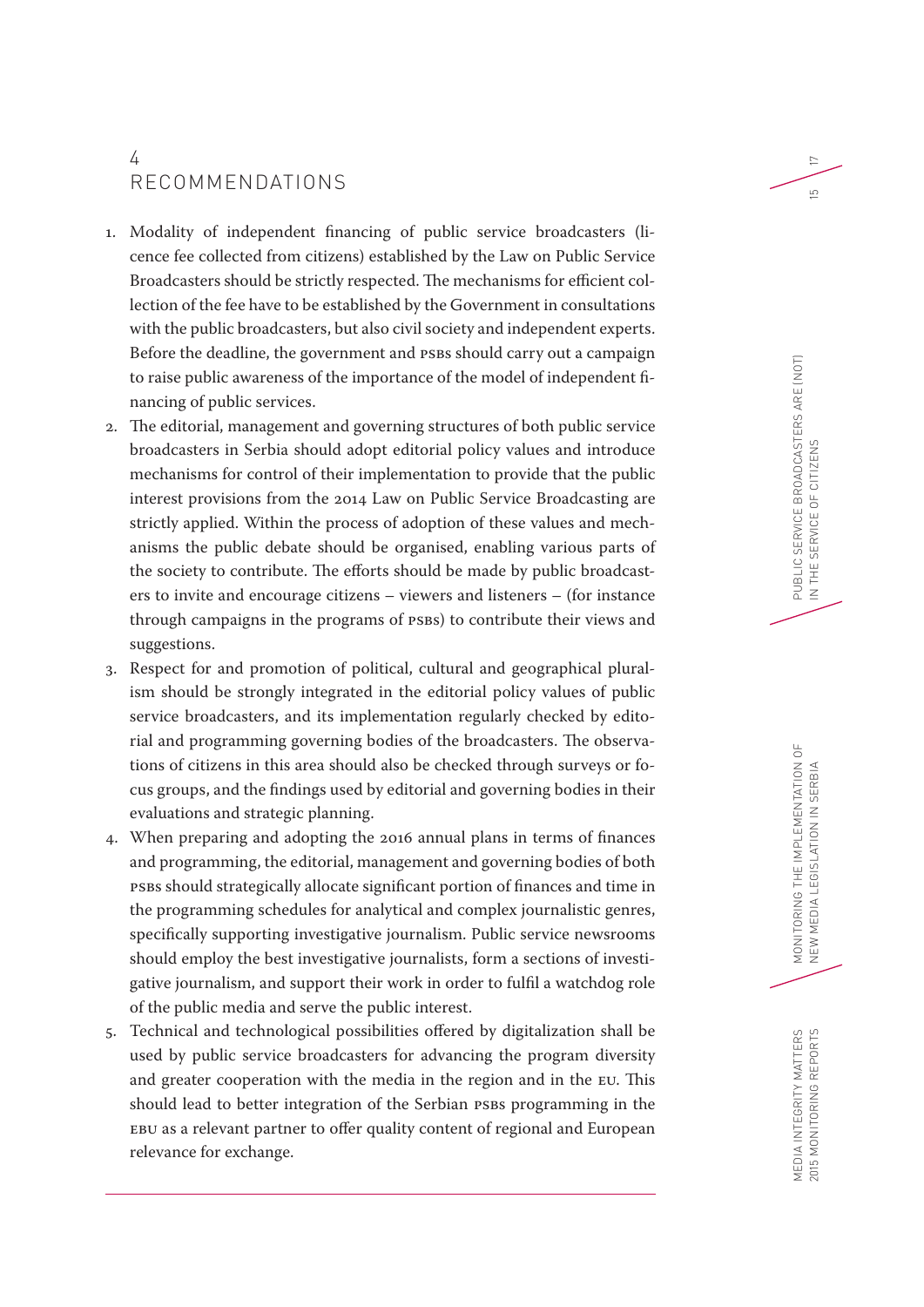# 4 RECOMMENDATIONS

1. Modality of independent financing of public service broadcasters (licence fee collected from citizens) established by the Law on Public Service Broadcasters should be strictly respected. The mechanisms for efficient collection of the fee have to be established by the Government in consultations with the public broadcasters, but also civil society and independent experts. Before the deadline, the government and PSBs should carry out a campaign to raise public awareness of the importance of the model of independent financing of public services.
2. The editorial, management and governing structures of both public service broadcasters in Serbia should adopt editorial policy values and introduce mechanisms for control of their implementation to provide that the public interest provisions from the 2014 Law on Public Service Broadcasting are strictly applied. Within the process of adoption of these values and mechanisms the public debate should be organised, enabling various parts of the society to contribute. The efforts should be made by public broadcasters to invite and encourage citizens – viewers and listeners – (for instance through campaigns in the programs of PSBs) to contribute their views and suggestions.
3. Respect for and promotion of political, cultural and geographical pluralism should be strongly integrated in the editorial policy values of public service broadcasters, and its implementation regularly checked by editorial and programming governing bodies of the broadcasters. The observations of citizens in this area should also be checked through surveys or focus groups, and the findings used by editorial and governing bodies in their evaluations and strategic planning.
4. When preparing and adopting the 2016 annual plans in terms of finances and programming, the editorial, management and governing bodies of both PSBs should strategically allocate significant portion of finances and time in the programming schedules for analytical and complex journalistic genres, specifically supporting investigative journalism. Public service newsrooms should employ the best investigative journalists, form a sections of investigative journalism, and support their work in order to fulfil a watchdog role of the public media and serve the public interest.
5. Technical and technological possibilities offered by digitalization shall be used by public service broadcasters for advancing the program diversity and greater cooperation with the media in the region and in the EU. This should lead to better integration of the Serbian PSBs programming in the EBU as a relevant partner to offer quality content of regional and European relevance for exchange.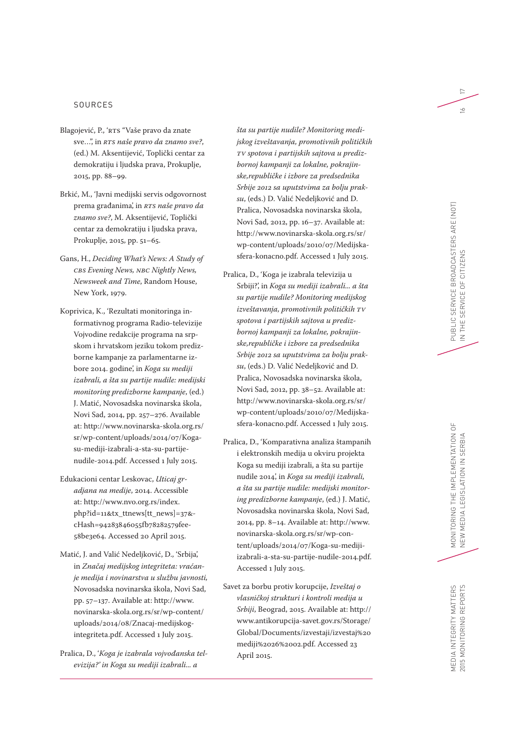## SOURCES

Blagojević, P., 'RTS "Vaše pravo da znate sve…", in *RTS naše pravo da znamo sve?*, (ed.) M. Aksentijević, Toplički centar za demokratiju i ljudska prava, Prokuplje, 2015, pp. 88–99.

Brkić, M., 'Javni medijski servis odgovornost prema građanima', in *RTS naše pravo da znamo sve?*, M. Aksentijević, Toplički centar za demokratiju i ljudska prava, Prokuplje, 2015, pp. 51–65.

Gans, H., *Deciding What's News: A Study of CBS Evening News, NBC Nightly News, Newsweek and Time*, Random House, New York, 1979.

Koprivica, K., 'Rezultati monitoringa informativnog programa Radio-televizije Vojvodine redakcije programa na srpskom i hrvatskom jeziku tokom predizborne kampanje za parlamentarne izbore 2014. godine', in *Koga su mediji izabrali, a šta su partije nudile: medijski monitoring predizborne kampanje*, (ed.) J. Matić, Novosadska novinarska škola, Novi Sad, 2014, pp. 257–276. Available at: http://www.novinarska-skola.org.rs/sr/wp-content/uploads/2014/07/Koga-su-mediji-izabrali-a-sta-su-partije-nudile-2014.pdf. Accessed 1 July 2015.

Edukacioni centar Leskovac, *Uticaj građana na medije*, 2014. Accessible at: http://www.nvo.org.rs/index.php?id=11&tx_ttnews[tt_news]=37&cHash=94283846055fb78282579fee58be3e64. Accessed 20 April 2015.

Matić, J. and Valić Nedeljković, D., 'Srbija', in *Značaj medijskog integriteta: vraćanje medija i novinarstva u službu javnosti*, Novosadska novinarska škola, Novi Sad, pp. 57–137. Available at: http://www.novinarska-skola.org.rs/sr/wp-content/uploads/2014/08/Znacaj-medijskog-integriteta.pdf. Accessed 1 July 2015.

Pralica, D., '*Koga je izabrala vojvođanska televizija?' in Koga su mediji izabrali… a šta su partije nudile? Monitoring medijskog izveštavanja, promotivnih političkih TV spotova i partijskih sajtova u predizbornoj kampanji za lokalne, pokrajinske,republičke i izbore za predsednika Srbije 2012 sa uputstvima za bolju praksu*, (eds.) D. Valić Nedeljković and D. Pralica, Novosadska novinarska škola, Novi Sad, 2012, pp. 16–37. Available at: http://www.novinarska-skola.org.rs/sr/wp-content/uploads/2010/07/Medijska-sfera-konacno.pdf. Accessed 1 July 2015.

Pralica, D., 'Koga je izabrala televizija u Srbiji?', in *Koga su mediji izabrali… a šta su partije nudile? Monitoring medijskog izveštavanja, promotivnih političkih TV spotova i partijskih sajtova u predizbornoj kampanji za lokalne, pokrajinske,republičke i izbore za predsednika Srbije 2012 sa uputstvima za bolju praksu*, (eds.) D. Valić Nedeljković and D. Pralica, Novosadska novinarska škola, Novi Sad, 2012, pp. 38–52. Available at: http://www.novinarska-skola.org.rs/sr/wp-content/uploads/2010/07/Medijska-sfera-konacno.pdf. Accessed 1 July 2015.

Pralica, D., 'Komparativna analiza štampanih i elektronskih medija u okviru projekta Koga su mediji izabrali, a šta su partije nudile 2014', in *Koga su mediji izabrali, a šta su partije nudile: medijski monitoring predizborne kampanje*, (ed.) J. Matić, Novosadska novinarska škola, Novi Sad, 2014, pp. 8–14. Available at: http://www.novinarska-skola.org.rs/sr/wp-content/uploads/2014/07/Koga-su-mediji-izabrali-a-sta-su-partije-nudile-2014.pdf. Accessed 1 July 2015.

Savet za borbu protiv korupcije, *Izveštaj o vlasničkoj strukturi i kontroli medija u Srbiji*, Beograd, 2015. Available at: http://www.antikorupcija-savet.gov.rs/Storage/Global/Documents/izvestaji/izvestaj%20mediji%2026%2002.pdf. Accessed 23 April 2015.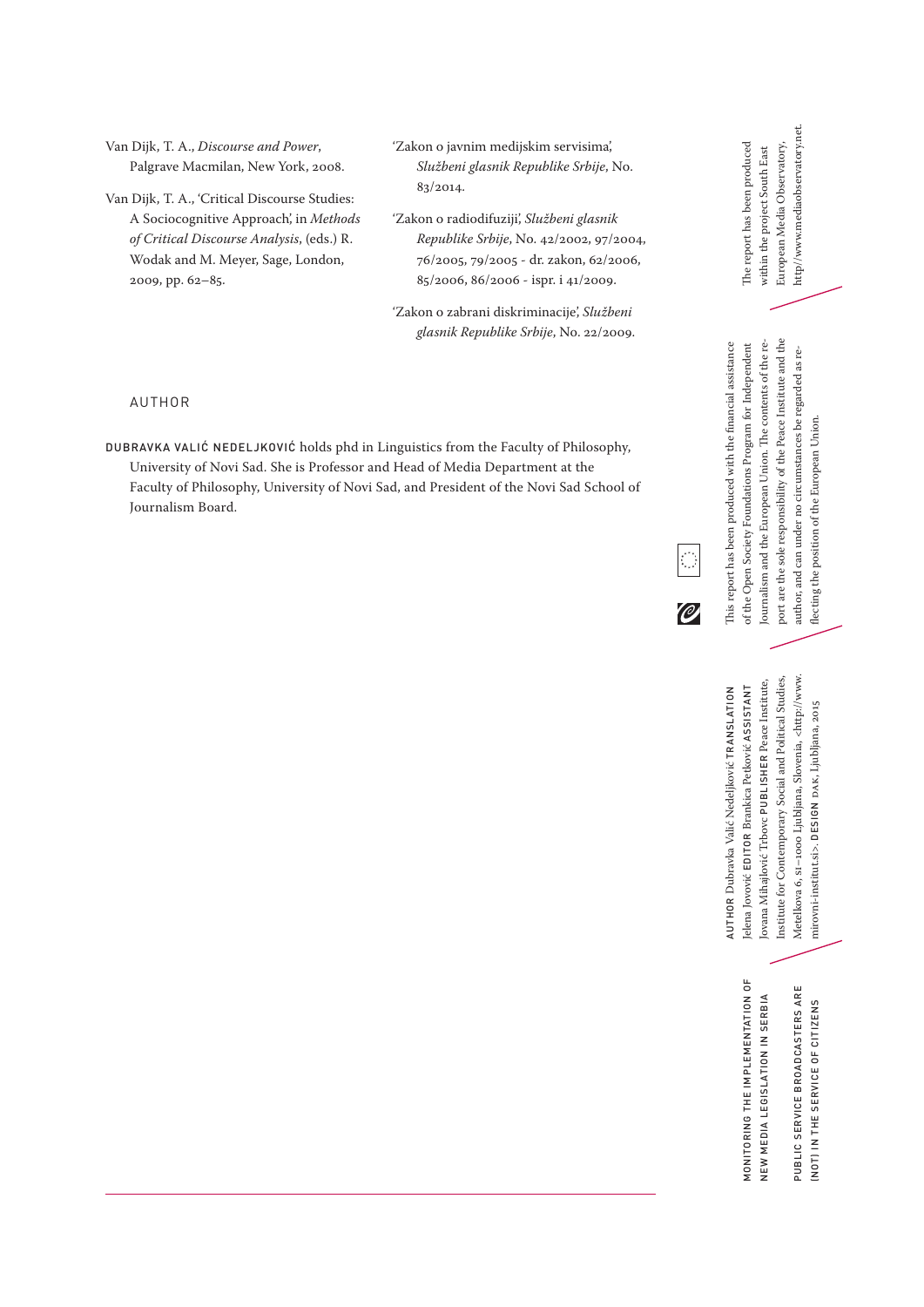Van Dijk, T. A., *Discourse and Power*, Palgrave Macmilan, New York, 2008.

Van Dijk, T. A., 'Critical Discourse Studies: A Sociocognitive Approach', in *Methods of Critical Discourse Analysis*, (eds.) R. Wodak and M. Meyer, Sage, London, 2009, pp. 62–85.

'Zakon o javnim medijskim servisima', *Službeni glasnik Republike Srbije*, No. 83/2014.

'Zakon o radiodifuziji', *Službeni glasnik Republike Srbije*, No. 42/2002, 97/2004, 76/2005, 79/2005 - dr. zakon, 62/2006, 85/2006, 86/2006 - ispr. i 41/2009.

'Zakon o zabrani diskriminacije', *Službeni glasnik Republike Srbije*, No. 22/2009.

## AUTHOR

DUBRAVKA VALIĆ NEDELJKOVIĆ holds phd in Linguistics from the Faculty of Philosophy, University of Novi Sad. She is Professor and Head of Media Department at the Faculty of Philosophy, University of Novi Sad, and President of the Novi Sad School of Journalism Board.

MONITORING THE IMPLEMENTATION OF NEW MEDIA LEGISLATION IN SERBIA

PUBLIC SERVICE BROADCASTERS ARE (NOT) IN THE SERVICE OF CITIZENS

AUTHOR Dubravka Valić Nedeljković TRANSLATION Jelena Jovović EDITOR Brankica Petković ASSISTANT Jovana Mihajlović Trbovc PUBLISHER Peace Institute, Institute for Contemporary Social and Political Studies, Metelkova 6, SI–1000 Ljubljana, Slovenia, <http://www.mirovni-institut.si>. DESIGN DAK, Ljubljana, 2015

This report has been produced with the financial assistance of the Open Society Foundations Program for Independent Journalism and the European Union. The contents of the report are the sole responsibility of the Peace Institute and the author, and can under no circumstances be regarded as reflecting the position of the European Union.

The report has been produced within the project South East European Media Observatory, http//www.mediaobservatory.net.